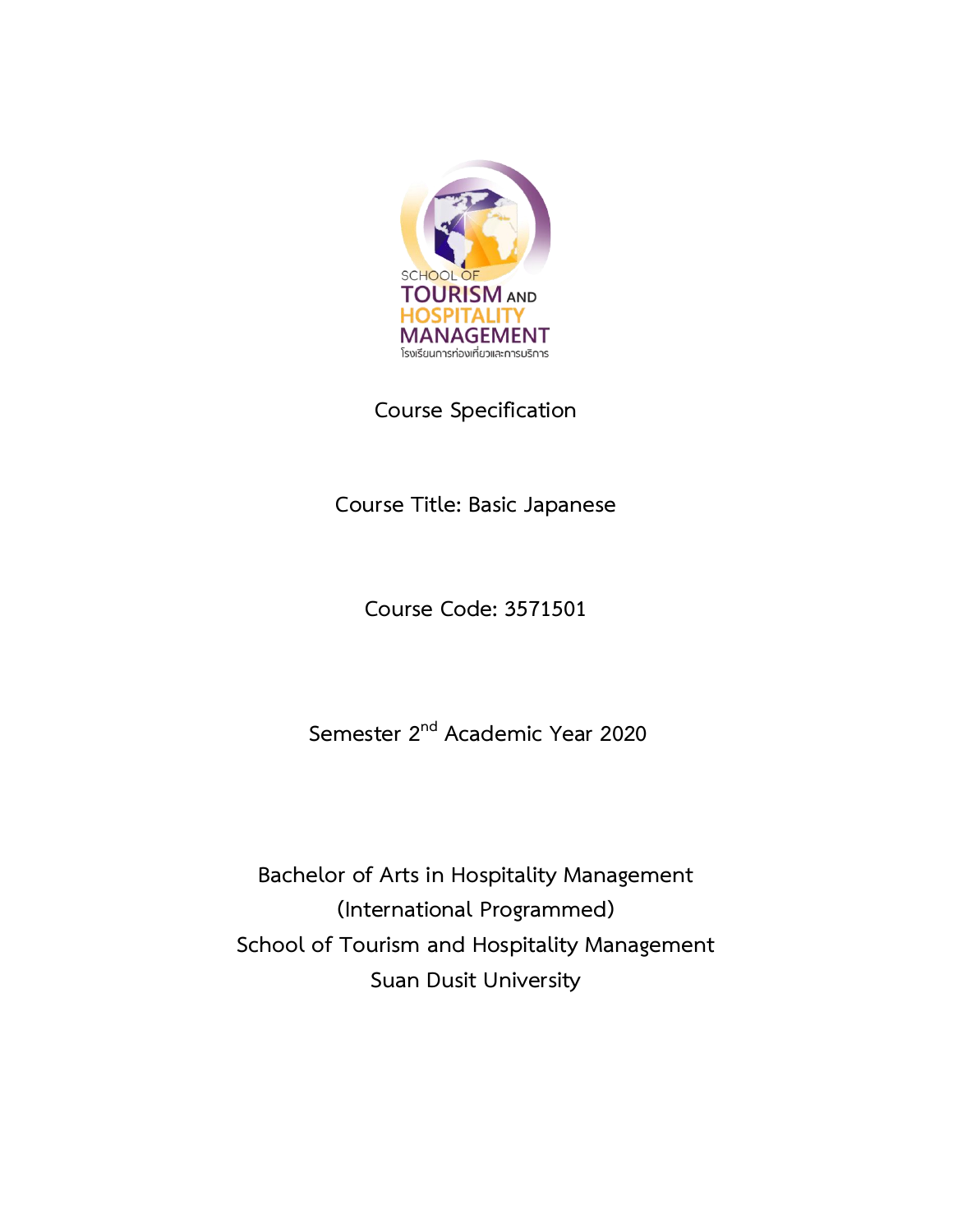SCHOOL OF TOURISM AND HOSPITALITY MANAGEMENT

โรงเรียนการท่องเที่ยวและการบริการ

# Course Specification

## Course Title: Basic Japanese

## Course Code: 3571501

## Semester 2nd Academic Year 2020

Bachelor of Arts in Hospitality Management

(International Programmed)

School of Tourism and Hospitality Management

Suan Dusit University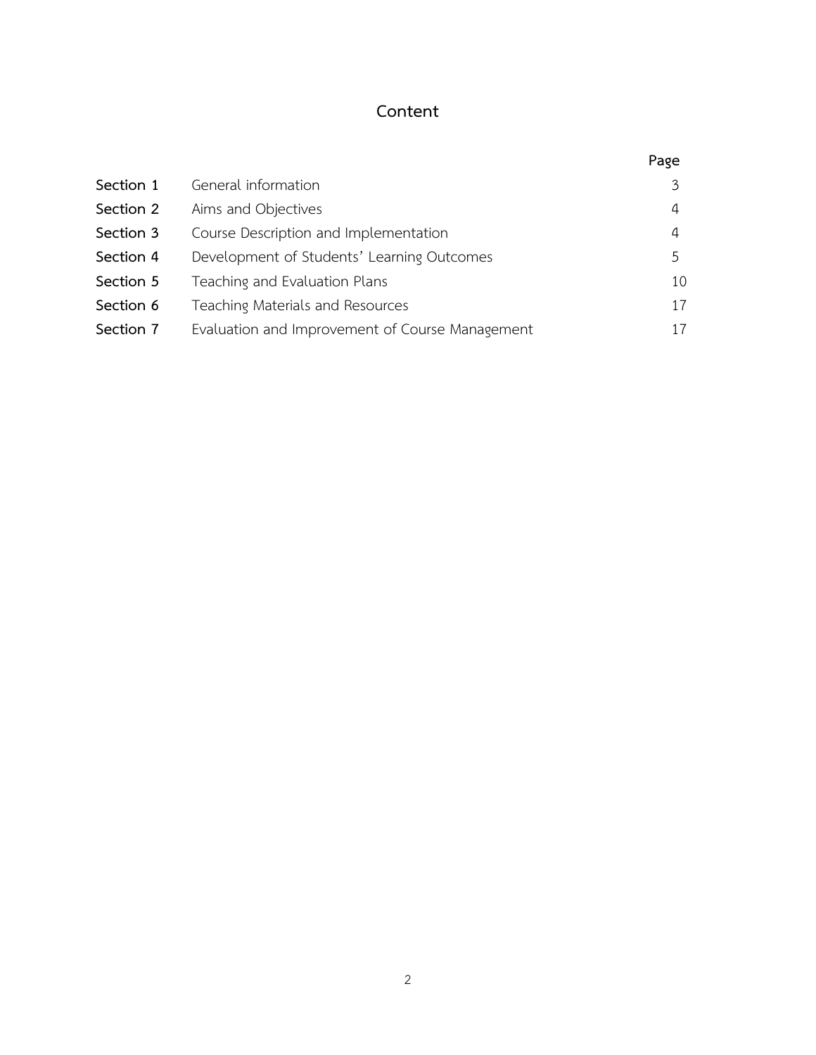# Content

| | | Page |
|---|---|---|
| **Section 1** | General information | 3 |
| **Section 2** | Aims and Objectives | 4 |
| **Section 3** | Course Description and Implementation | 4 |
| **Section 4** | Development of Students' Learning Outcomes | 5 |
| **Section 5** | Teaching and Evaluation Plans | 10 |
| **Section 6** | Teaching Materials and Resources | 17 |
| **Section 7** | Evaluation and Improvement of Course Management | 17 |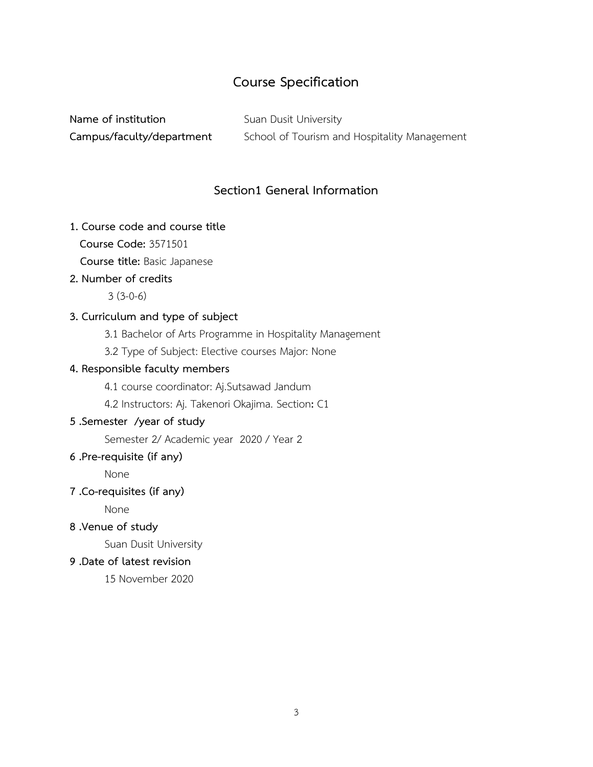# Course Specification

**Name of institution** Suan Dusit University

**Campus/faculty/department** School of Tourism and Hospitality Management

## Section1 General Information

**1. Course code and course title**

**Course Code:** 3571501

**Course title:** Basic Japanese

**2. Number of credits**

3 (3-0-6)

**3. Curriculum and type of subject**

3.1 Bachelor of Arts Programme in Hospitality Management

3.2 Type of Subject: Elective courses Major: None

**4. Responsible faculty members**

4.1 course coordinator: Aj.Sutsawad Jandum

4.2 Instructors: Aj. Takenori Okajima. Section**:** C1

**5 .Semester /year of study**

Semester 2/ Academic year 2020 / Year 2

**6 .Pre-requisite (if any)**

None

**7 .Co-requisites (if any)**

None

**8 .Venue of study**

Suan Dusit University

**9 .Date of latest revision**

15 November 2020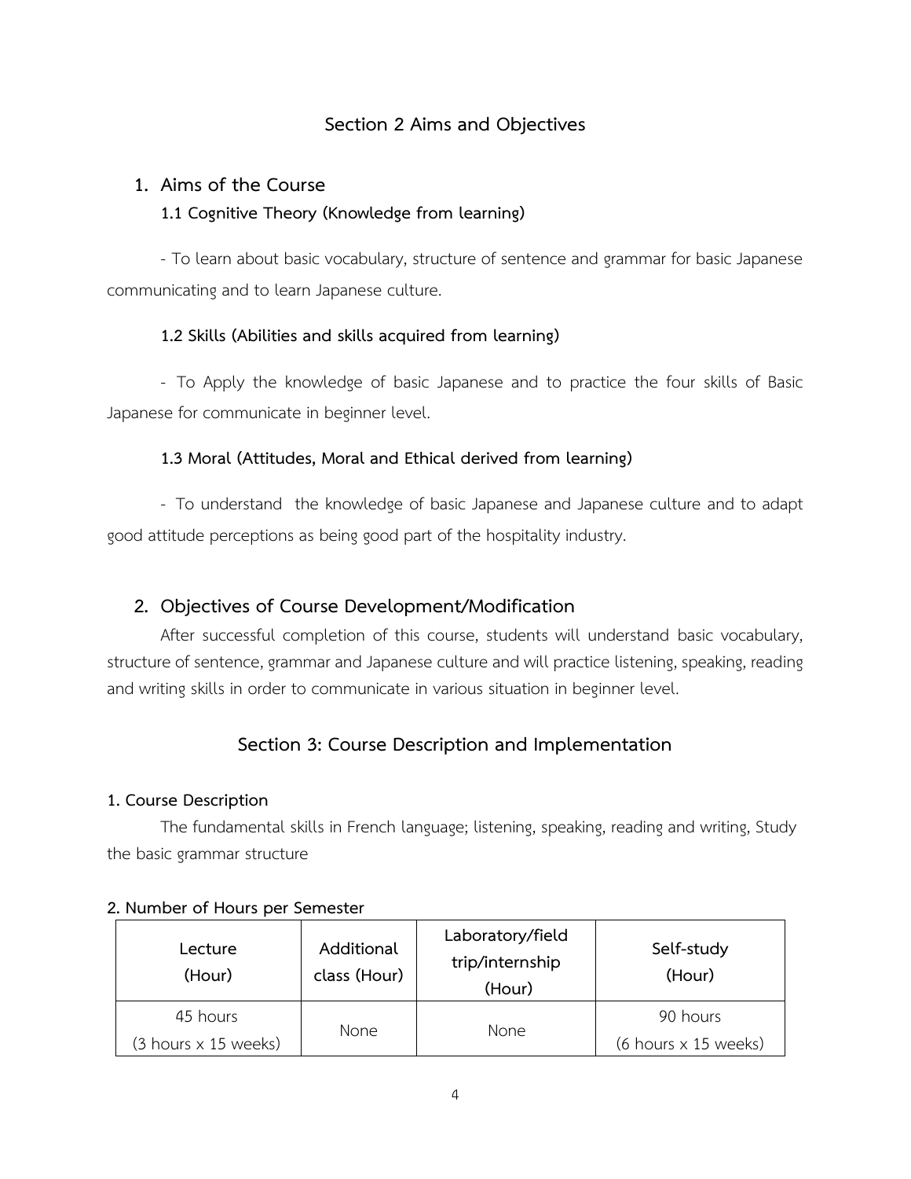## Section 2 Aims and Objectives

### 1. Aims of the Course

#### 1.1 Cognitive Theory (Knowledge from learning)

- To learn about basic vocabulary, structure of sentence and grammar for basic Japanese communicating and to learn Japanese culture.

#### 1.2 Skills (Abilities and skills acquired from learning)

- To Apply the knowledge of basic Japanese and to practice the four skills of Basic Japanese for communicate in beginner level.

#### 1.3 Moral (Attitudes, Moral and Ethical derived from learning)

- To understand the knowledge of basic Japanese and Japanese culture and to adapt good attitude perceptions as being good part of the hospitality industry.

### 2. Objectives of Course Development/Modification

After successful completion of this course, students will understand basic vocabulary, structure of sentence, grammar and Japanese culture and will practice listening, speaking, reading and writing skills in order to communicate in various situation in beginner level.

## Section 3: Course Description and Implementation

**1. Course Description**

The fundamental skills in French language; listening, speaking, reading and writing, Study the basic grammar structure

**2. Number of Hours per Semester**

| Lecture (Hour) | Additional class (Hour) | Laboratory/field trip/internship (Hour) | Self-study (Hour) |
|---|---|---|---|
| 45 hours (3 hours x 15 weeks) | None | None | 90 hours (6 hours x 15 weeks) |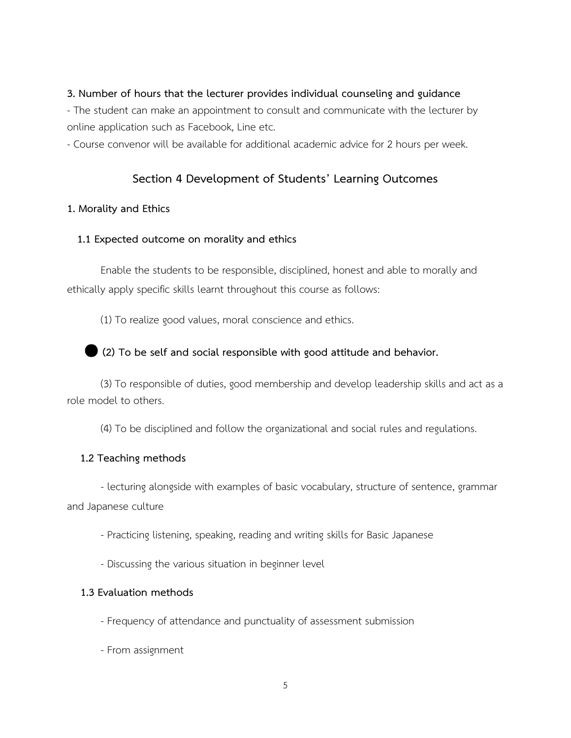**3. Number of hours that the lecturer provides individual counseling and guidance**

- The student can make an appointment to consult and communicate with the lecturer by online application such as Facebook, Line etc.
- Course convenor will be available for additional academic advice for 2 hours per week.

## Section 4 Development of Students' Learning Outcomes

### 1. Morality and Ethics

#### 1.1 Expected outcome on morality and ethics

Enable the students to be responsible, disciplined, honest and able to morally and ethically apply specific skills learnt throughout this course as follows:

(1) To realize good values, moral conscience and ethics.

● **(2) To be self and social responsible with good attitude and behavior.**

(3) To responsible of duties, good membership and develop leadership skills and act as a role model to others.

(4) To be disciplined and follow the organizational and social rules and regulations.

#### 1.2 Teaching methods

- lecturing alongside with examples of basic vocabulary, structure of sentence, grammar and Japanese culture
- Practicing listening, speaking, reading and writing skills for Basic Japanese
- Discussing the various situation in beginner level

#### 1.3 Evaluation methods

- Frequency of attendance and punctuality of assessment submission
- From assignment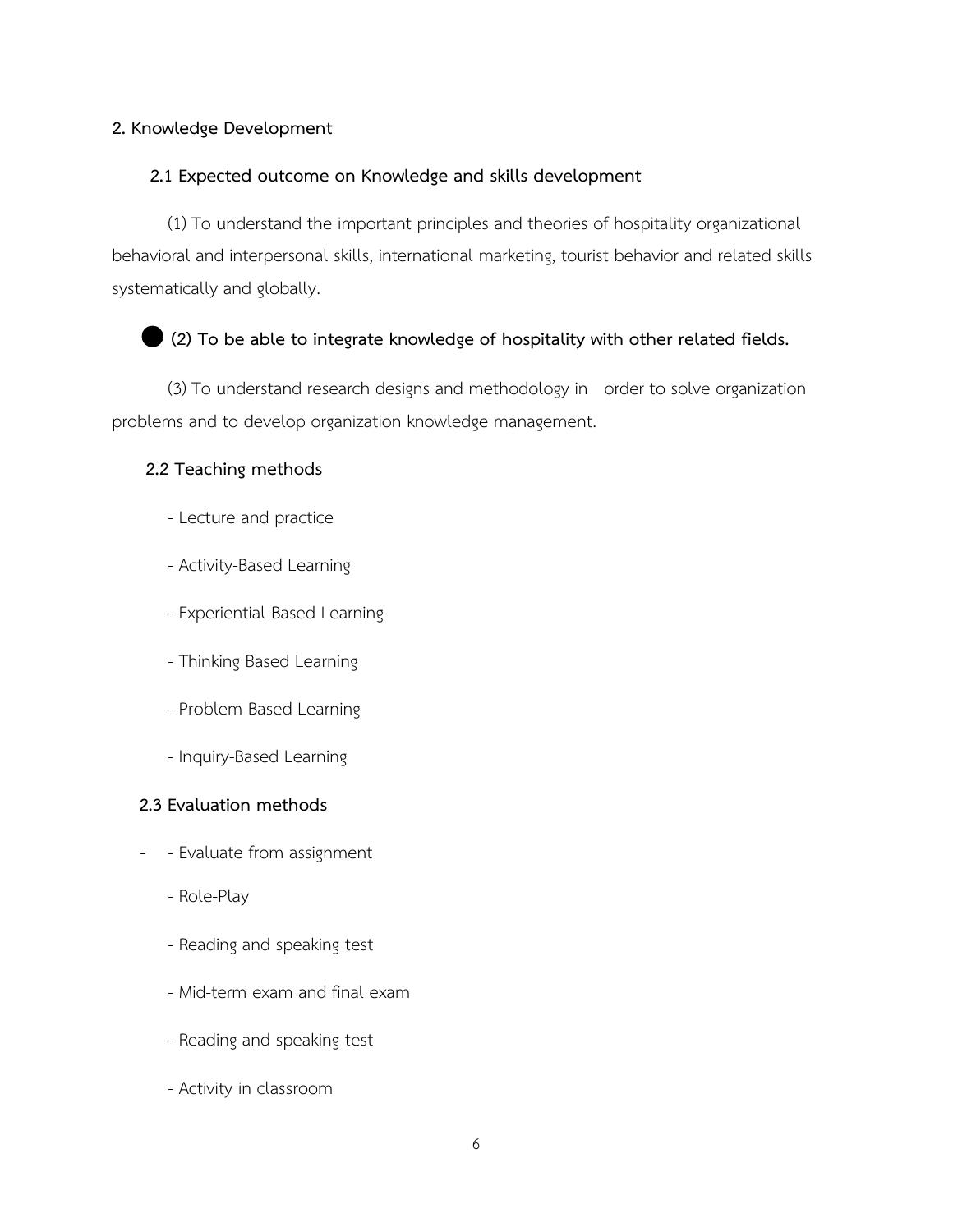**2. Knowledge Development**

**2.1 Expected outcome on Knowledge and skills development**

(1) To understand the important principles and theories of hospitality organizational behavioral and interpersonal skills, international marketing, tourist behavior and related skills systematically and globally.

● **(2) To be able to integrate knowledge of hospitality with other related fields.**

(3) To understand research designs and methodology in order to solve organization problems and to develop organization knowledge management.

**2.2 Teaching methods**

- Lecture and practice
- Activity-Based Learning
- Experiential Based Learning
- Thinking Based Learning
- Problem Based Learning
- Inquiry-Based Learning

**2.3 Evaluation methods**

- - Evaluate from assignment
- Role-Play
- Reading and speaking test
- Mid-term exam and final exam
- Reading and speaking test
- Activity in classroom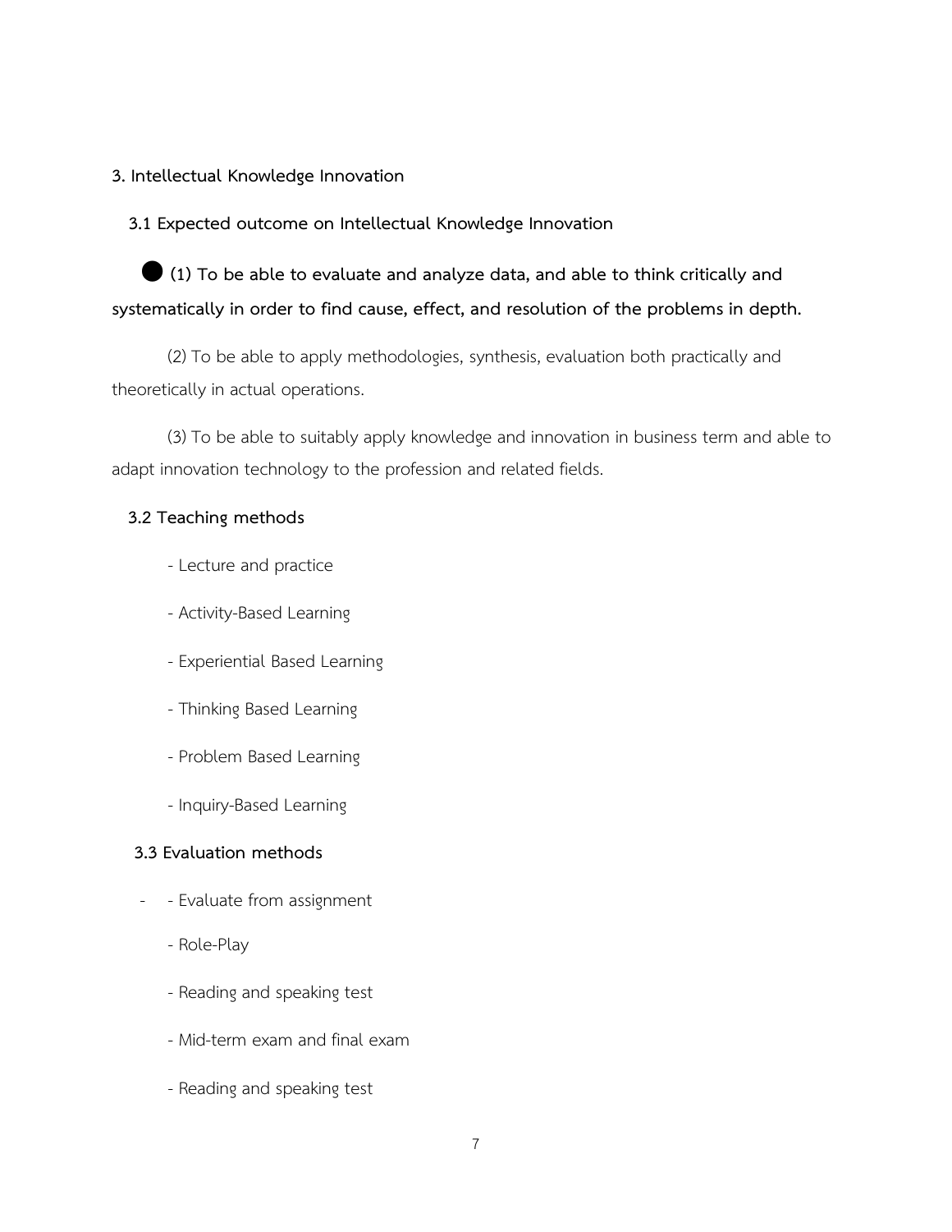**3. Intellectual Knowledge Innovation**

**3.1 Expected outcome on Intellectual Knowledge Innovation**

● **(1) To be able to evaluate and analyze data, and able to think critically and systematically in order to find cause, effect, and resolution of the problems in depth.**

(2) To be able to apply methodologies, synthesis, evaluation both practically and theoretically in actual operations.

(3) To be able to suitably apply knowledge and innovation in business term and able to adapt innovation technology to the profession and related fields.

**3.2 Teaching methods**

- Lecture and practice
- Activity-Based Learning
- Experiential Based Learning
- Thinking Based Learning
- Problem Based Learning
- Inquiry-Based Learning

**3.3 Evaluation methods**

- - Evaluate from assignment
- Role-Play
- Reading and speaking test
- Mid-term exam and final exam
- Reading and speaking test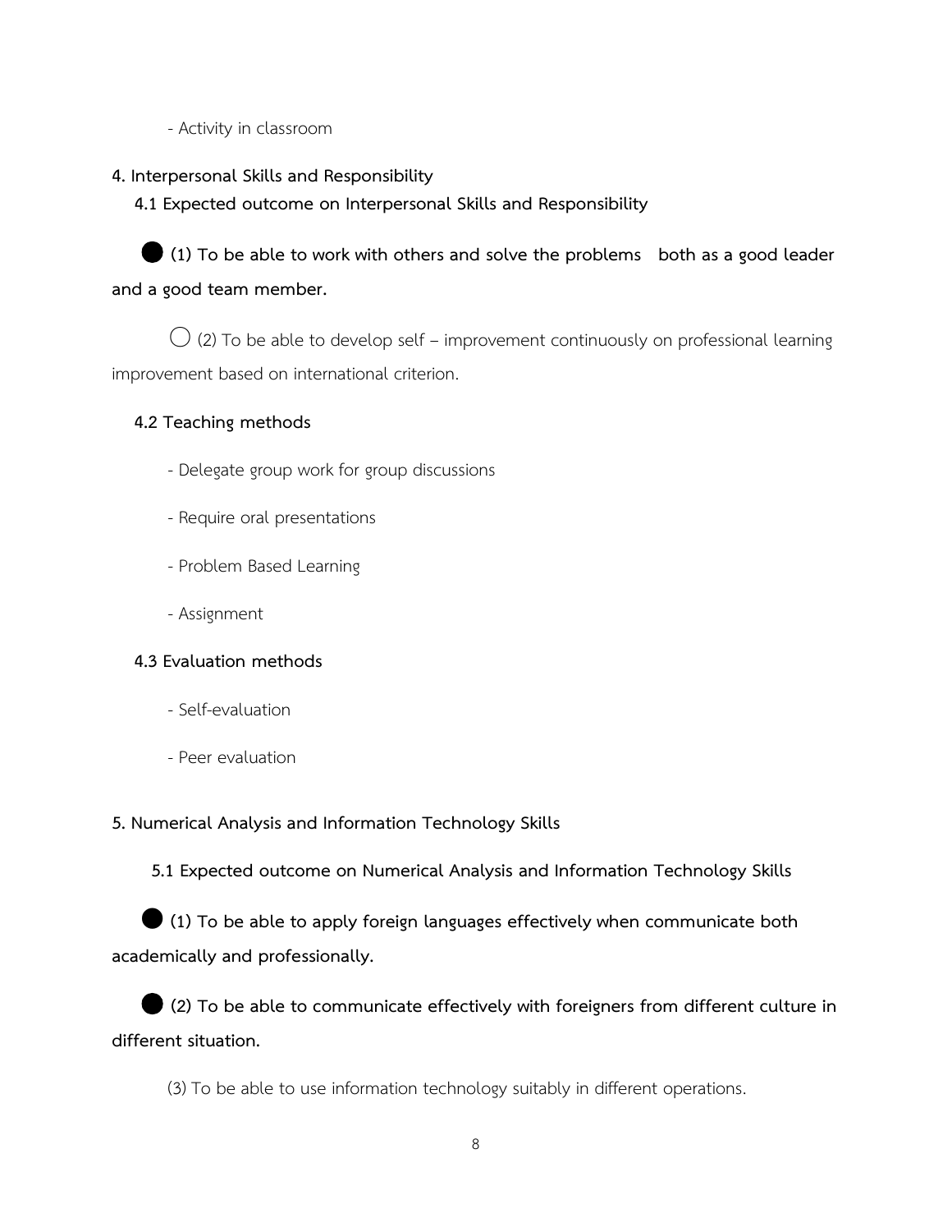- Activity in classroom

**4. Interpersonal Skills and Responsibility**

**4.1 Expected outcome on Interpersonal Skills and Responsibility**

● **(1) To be able to work with others and solve the problems both as a good leader and a good team member.**

○ (2) To be able to develop self – improvement continuously on professional learning improvement based on international criterion.

**4.2 Teaching methods**

- Delegate group work for group discussions
- Require oral presentations
- Problem Based Learning
- Assignment

**4.3 Evaluation methods**

- Self-evaluation
- Peer evaluation

**5. Numerical Analysis and Information Technology Skills**

**5.1 Expected outcome on Numerical Analysis and Information Technology Skills**

● **(1) To be able to apply foreign languages effectively when communicate both academically and professionally.**

● **(2) To be able to communicate effectively with foreigners from different culture in different situation.**

(3) To be able to use information technology suitably in different operations.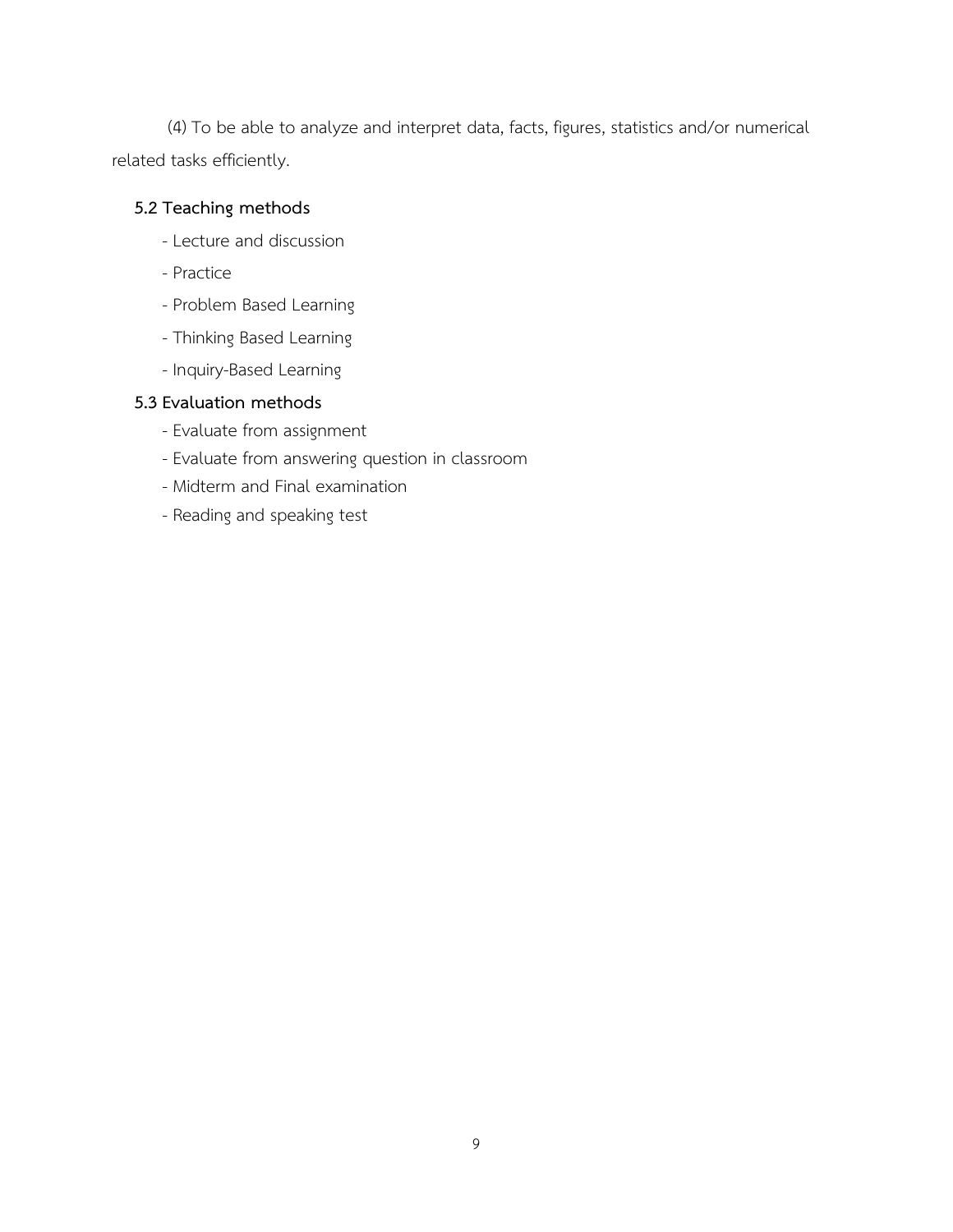(4) To be able to analyze and interpret data, facts, figures, statistics and/or numerical related tasks efficiently.

### 5.2 Teaching methods

- Lecture and discussion
- Practice
- Problem Based Learning
- Thinking Based Learning
- Inquiry-Based Learning

### 5.3 Evaluation methods

- Evaluate from assignment
- Evaluate from answering question in classroom
- Midterm and Final examination
- Reading and speaking test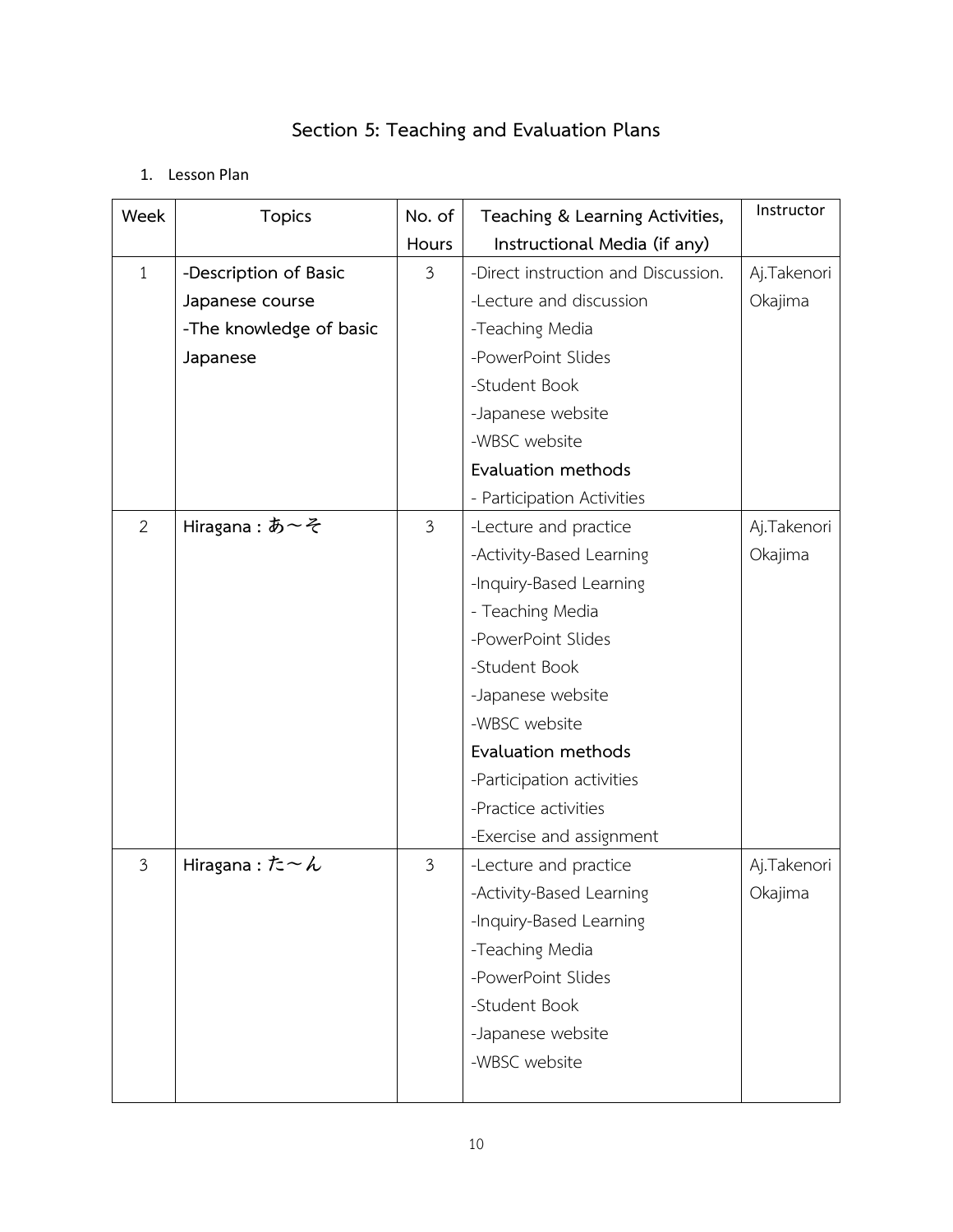## Section 5: Teaching and Evaluation Plans

1. Lesson Plan

| Week | Topics | No. of Hours | Teaching & Learning Activities, Instructional Media (if any) | Instructor |
|---|---|---|---|---|
| 1 | **-Description of Basic Japanese course**<br>**-The knowledge of basic Japanese** | 3 | -Direct instruction and Discussion.<br>-Lecture and discussion<br>-Teaching Media<br>-PowerPoint Slides<br>-Student Book<br>-Japanese website<br>-WBSC website<br>**Evaluation methods**<br>- Participation Activities | Aj.Takenori Okajima |
| 2 | **Hiragana : あ～そ** | 3 | -Lecture and practice<br>-Activity-Based Learning<br>-Inquiry-Based Learning<br>- Teaching Media<br>-PowerPoint Slides<br>-Student Book<br>-Japanese website<br>-WBSC website<br>**Evaluation methods**<br>-Participation activities<br>-Practice activities<br>-Exercise and assignment | Aj.Takenori Okajima |
| 3 | **Hiragana : た～ん** | 3 | -Lecture and practice<br>-Activity-Based Learning<br>-Inquiry-Based Learning<br>-Teaching Media<br>-PowerPoint Slides<br>-Student Book<br>-Japanese website<br>-WBSC website | Aj.Takenori Okajima |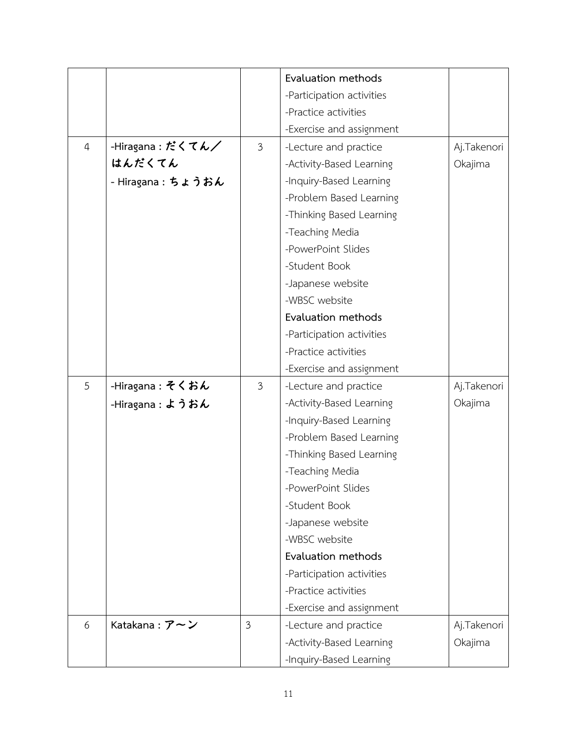| | | | Evaluation methods<br>-Participation activities<br>-Practice activities<br>-Exercise and assignment | |
|---|---|---|---|---|
| 4 | -Hiragana : だくてん／はんだくてん<br>- Hiragana : ちょうおん | 3 | -Lecture and practice<br>-Activity-Based Learning<br>-Inquiry-Based Learning<br>-Problem Based Learning<br>-Thinking Based Learning<br>-Teaching Media<br>-PowerPoint Slides<br>-Student Book<br>-Japanese website<br>-WBSC website<br>**Evaluation methods**<br>-Participation activities<br>-Practice activities<br>-Exercise and assignment | Aj.Takenori Okajima |
| 5 | -Hiragana : そくおん<br>-Hiragana : ようおん | 3 | -Lecture and practice<br>-Activity-Based Learning<br>-Inquiry-Based Learning<br>-Problem Based Learning<br>-Thinking Based Learning<br>-Teaching Media<br>-PowerPoint Slides<br>-Student Book<br>-Japanese website<br>-WBSC website<br>**Evaluation methods**<br>-Participation activities<br>-Practice activities<br>-Exercise and assignment | Aj.Takenori Okajima |
| 6 | Katakana : ア〜ン | 3 | -Lecture and practice<br>-Activity-Based Learning<br>-Inquiry-Based Learning | Aj.Takenori Okajima |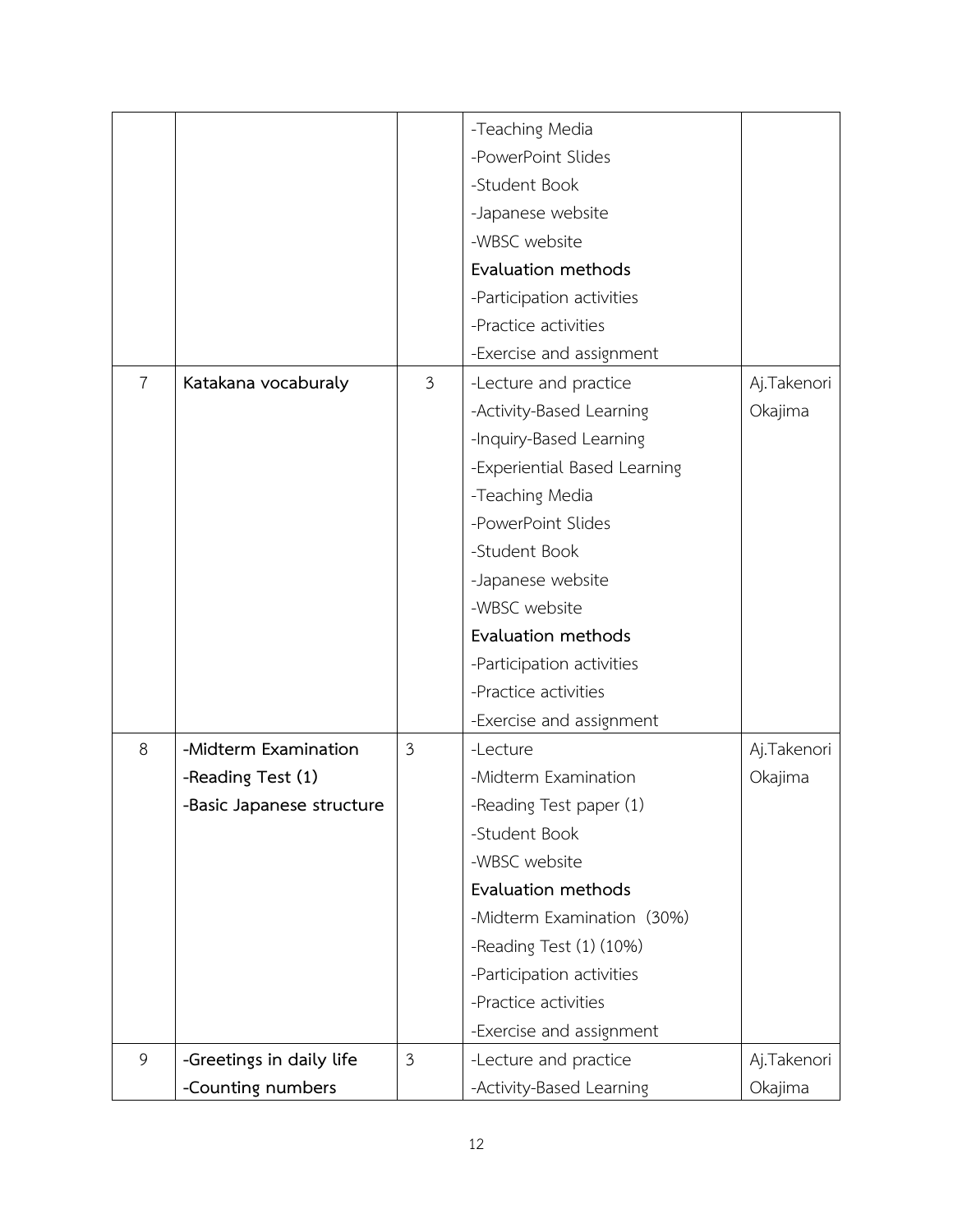| | | | | |
|---|---|---|---|---|
| | | | -Teaching Media<br>-PowerPoint Slides<br>-Student Book<br>-Japanese website<br>-WBSC website<br>**Evaluation methods**<br>-Participation activities<br>-Practice activities<br>-Exercise and assignment | |
| 7 | **Katakana vocaburaly** | 3 | -Lecture and practice<br>-Activity-Based Learning<br>-Inquiry-Based Learning<br>-Experiential Based Learning<br>-Teaching Media<br>-PowerPoint Slides<br>-Student Book<br>-Japanese website<br>-WBSC website<br>**Evaluation methods**<br>-Participation activities<br>-Practice activities<br>-Exercise and assignment | Aj.Takenori Okajima |
| 8 | **-Midterm Examination**<br>**-Reading Test (1)**<br>**-Basic Japanese structure** | 3 | -Lecture<br>-Midterm Examination<br>-Reading Test paper (1)<br>-Student Book<br>-WBSC website<br>**Evaluation methods**<br>-Midterm Examination (30%)<br>-Reading Test (1) (10%)<br>-Participation activities<br>-Practice activities<br>-Exercise and assignment | Aj.Takenori Okajima |
| 9 | **-Greetings in daily life**<br>**-Counting numbers** | 3 | -Lecture and practice<br>-Activity-Based Learning | Aj.Takenori Okajima |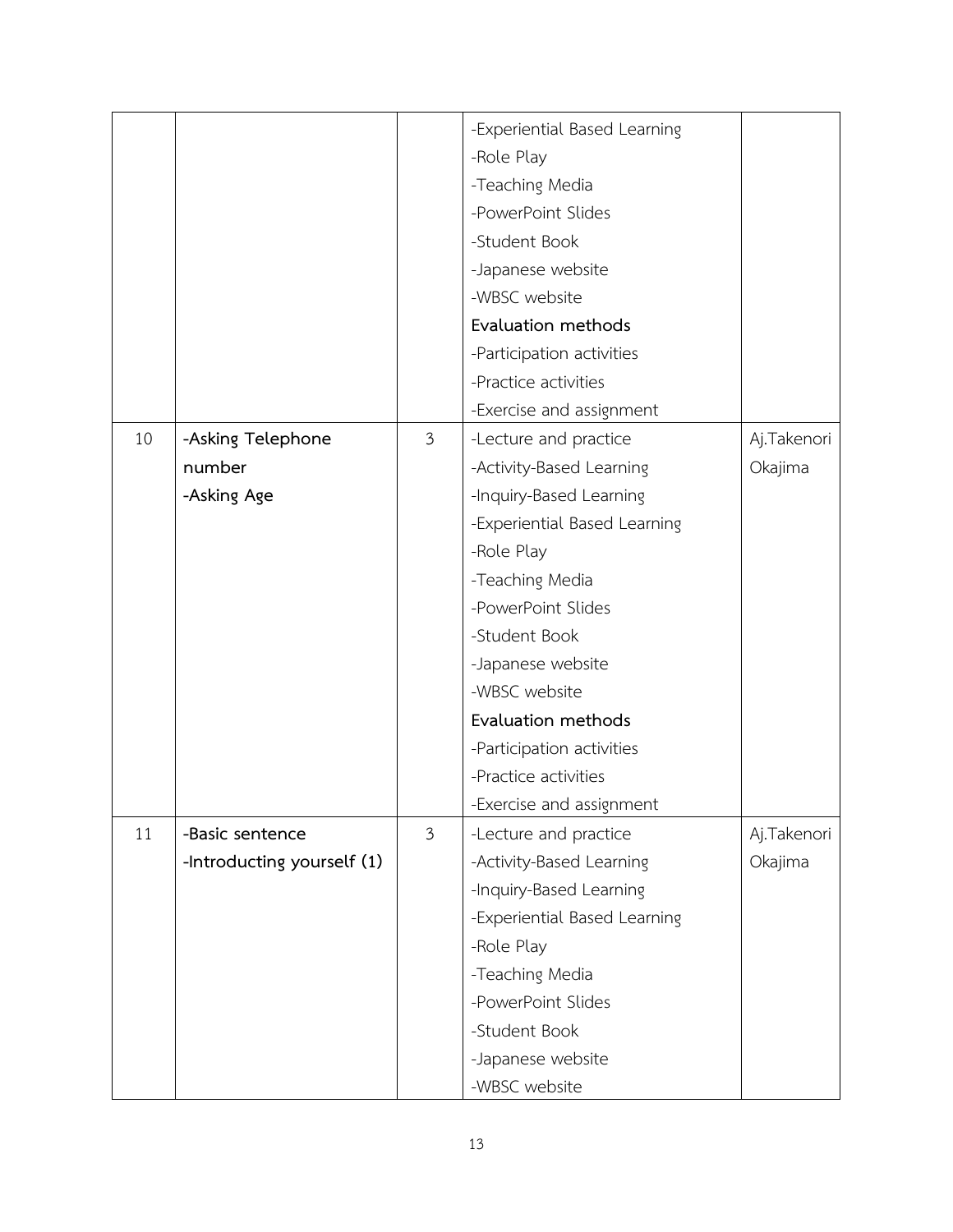| | | | -Experiential Based Learning<br>-Role Play<br>-Teaching Media<br>-PowerPoint Slides<br>-Student Book<br>-Japanese website<br>-WBSC website<br>**Evaluation methods**<br>-Participation activities<br>-Practice activities<br>-Exercise and assignment | |
|---|---|---|---|---|
| 10 | **-Asking Telephone number**<br>**-Asking Age** | 3 | -Lecture and practice<br>-Activity-Based Learning<br>-Inquiry-Based Learning<br>-Experiential Based Learning<br>-Role Play<br>-Teaching Media<br>-PowerPoint Slides<br>-Student Book<br>-Japanese website<br>-WBSC website<br>**Evaluation methods**<br>-Participation activities<br>-Practice activities<br>-Exercise and assignment | Aj.Takenori Okajima |
| 11 | **-Basic sentence**<br>**-Introducting yourself (1)** | 3 | -Lecture and practice<br>-Activity-Based Learning<br>-Inquiry-Based Learning<br>-Experiential Based Learning<br>-Role Play<br>-Teaching Media<br>-PowerPoint Slides<br>-Student Book<br>-Japanese website<br>-WBSC website | Aj.Takenori Okajima |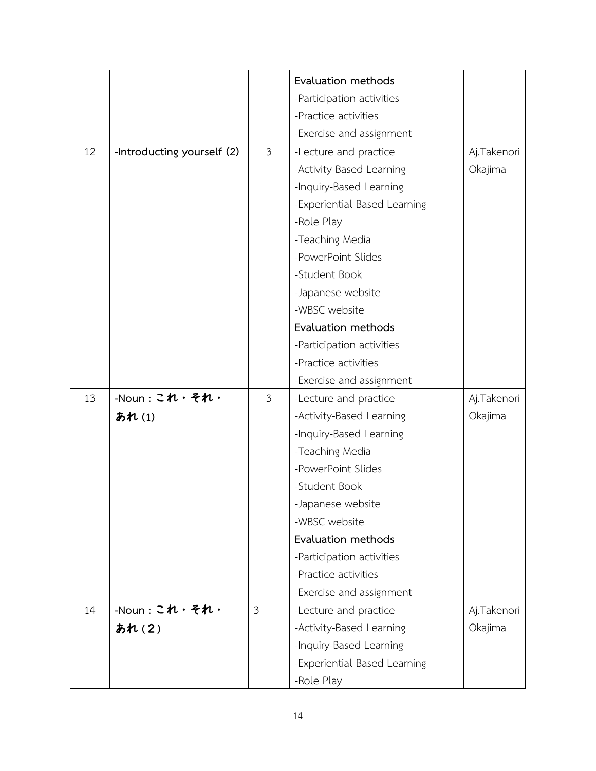| | | | | |
|---|---|---|---|---|
| | | | **Evaluation methods**<br>-Participation activities<br>-Practice activities<br>-Exercise and assignment | |
| 12 | **-Introducting yourself (2)** | 3 | -Lecture and practice<br>-Activity-Based Learning<br>-Inquiry-Based Learning<br>-Experiential Based Learning<br>-Role Play<br>-Teaching Media<br>-PowerPoint Slides<br>-Student Book<br>-Japanese website<br>-WBSC website<br>**Evaluation methods**<br>-Participation activities<br>-Practice activities<br>-Exercise and assignment | Aj.Takenori Okajima |
| 13 | **-Noun : これ・それ・あれ (1)** | 3 | -Lecture and practice<br>-Activity-Based Learning<br>-Inquiry-Based Learning<br>-Teaching Media<br>-PowerPoint Slides<br>-Student Book<br>-Japanese website<br>-WBSC website<br>**Evaluation methods**<br>-Participation activities<br>-Practice activities<br>-Exercise and assignment | Aj.Takenori Okajima |
| 14 | **-Noun : これ・それ・あれ（2）** | 3 | -Lecture and practice<br>-Activity-Based Learning<br>-Inquiry-Based Learning<br>-Experiential Based Learning<br>-Role Play | Aj.Takenori Okajima |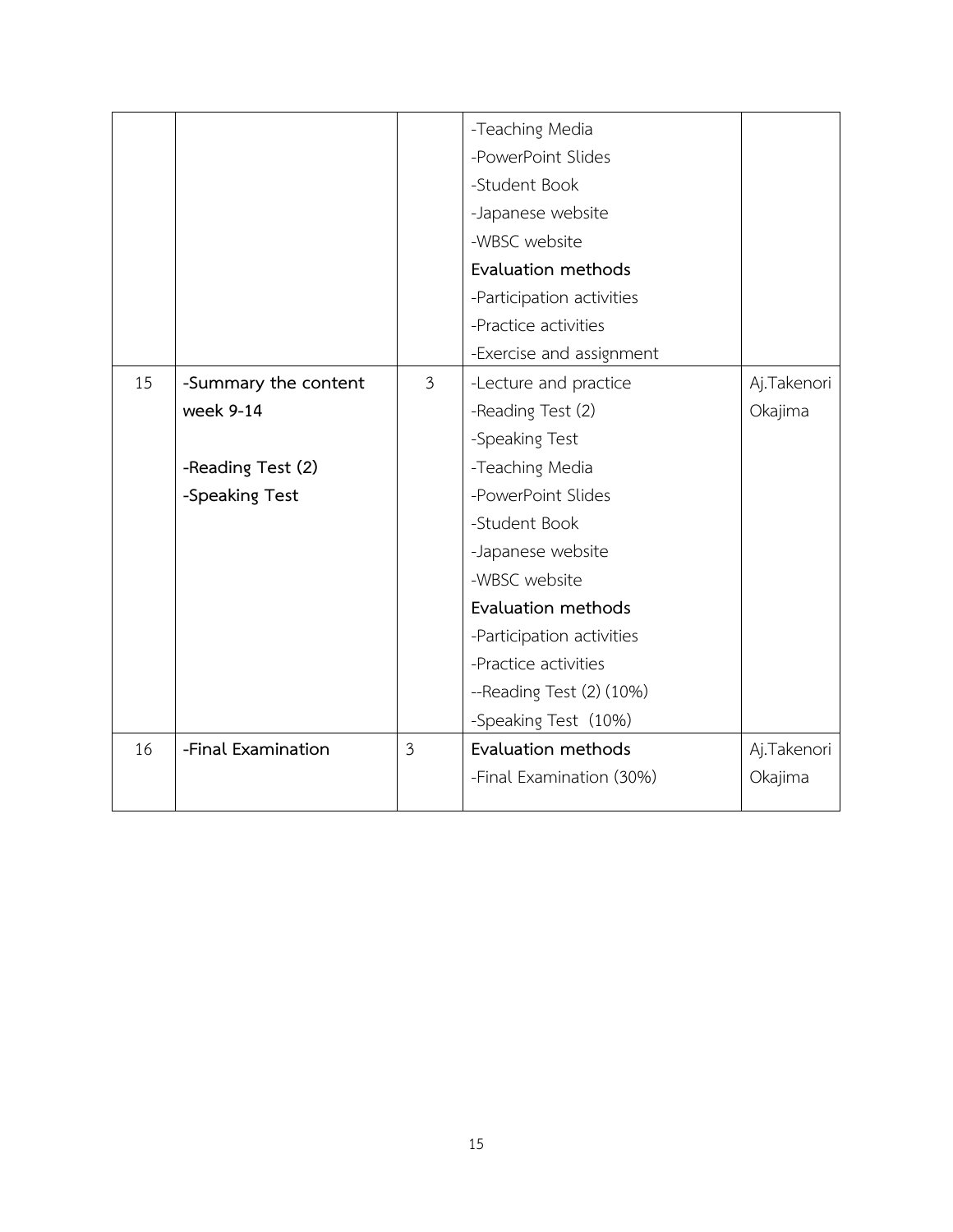| | | | | |
|---|---|---|---|---|
| | | | -Teaching Media<br>-PowerPoint Slides<br>-Student Book<br>-Japanese website<br>-WBSC website<br>**Evaluation methods**<br>-Participation activities<br>-Practice activities<br>-Exercise and assignment | |
| 15 | **-Summary the content week 9-14**<br><br>**-Reading Test (2)**<br>**-Speaking Test** | 3 | -Lecture and practice<br>-Reading Test (2)<br>-Speaking Test<br>-Teaching Media<br>-PowerPoint Slides<br>-Student Book<br>-Japanese website<br>-WBSC website<br>**Evaluation methods**<br>-Participation activities<br>-Practice activities<br>--Reading Test (2) (10%)<br>-Speaking Test (10%) | Aj.Takenori Okajima |
| 16 | **-Final Examination** | 3 | **Evaluation methods**<br>-Final Examination (30%) | Aj.Takenori Okajima |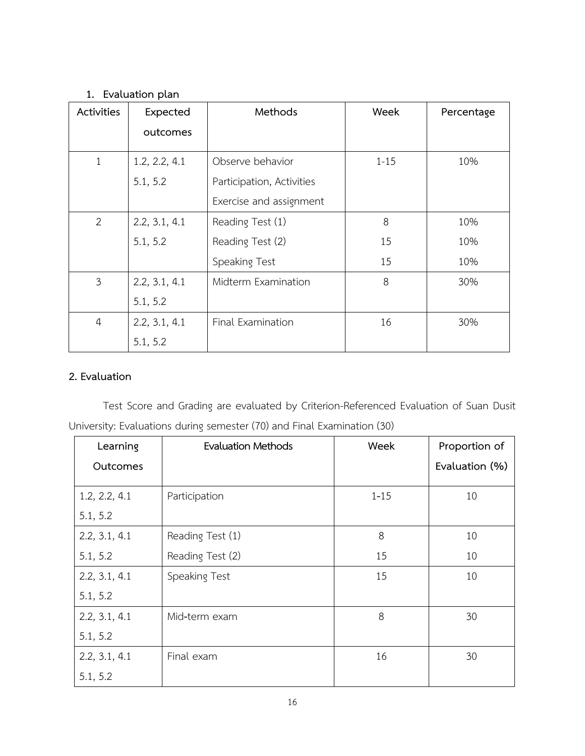## 1. Evaluation plan

| Activities | Expected outcomes | Methods | Week | Percentage |
|---|---|---|---|---|
| 1 | 1.2, 2.2, 4.1<br>5.1, 5.2 | Observe behavior<br>Participation, Activities<br>Exercise and assignment | 1-15 | 10% |
| 2 | 2.2, 3.1, 4.1<br>5.1, 5.2 | Reading Test (1)<br>Reading Test (2)<br>Speaking Test | 8<br>15<br>15 | 10%<br>10%<br>10% |
| 3 | 2.2, 3.1, 4.1<br>5.1, 5.2 | Midterm Examination | 8 | 30% |
| 4 | 2.2, 3.1, 4.1<br>5.1, 5.2 | Final Examination | 16 | 30% |

## 2. Evaluation

Test Score and Grading are evaluated by Criterion-Referenced Evaluation of Suan Dusit University: Evaluations during semester (70) and Final Examination (30)

| Learning Outcomes | Evaluation Methods | Week | Proportion of Evaluation (%) |
|---|---|---|---|
| 1.2, 2.2, 4.1<br>5.1, 5.2 | Participation | 1-15 | 10 |
| 2.2, 3.1, 4.1<br>5.1, 5.2 | Reading Test (1)<br>Reading Test (2) | 8<br>15 | 10<br>10 |
| 2.2, 3.1, 4.1<br>5.1, 5.2 | Speaking Test | 15 | 10 |
| 2.2, 3.1, 4.1<br>5.1, 5.2 | Mid-term exam | 8 | 30 |
| 2.2, 3.1, 4.1<br>5.1, 5.2 | Final exam | 16 | 30 |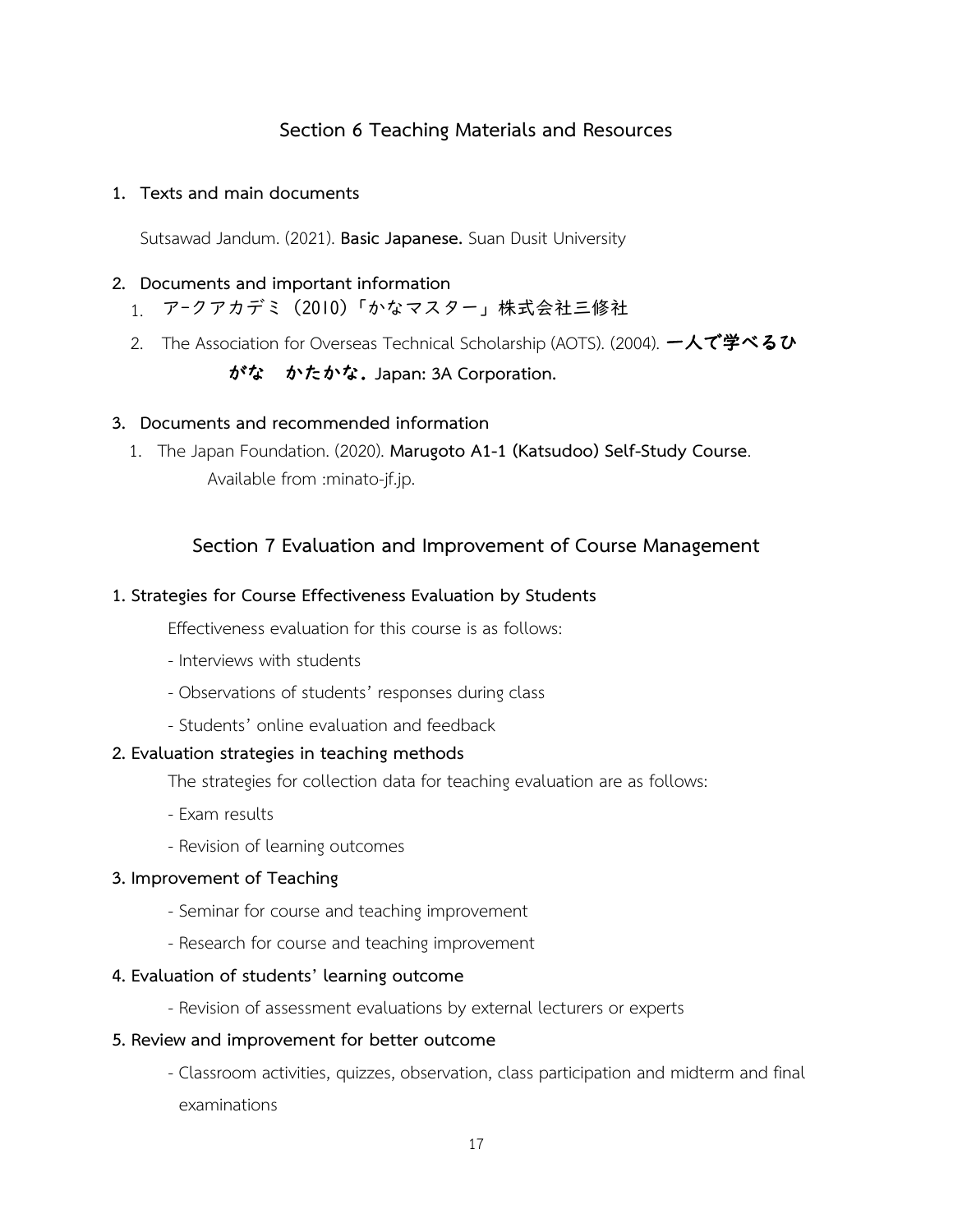## Section 6 Teaching Materials and Resources

### 1. Texts and main documents

Sutsawad Jandum. (2021). **Basic Japanese.** Suan Dusit University

### 2. Documents and important information

1. アークアカデミ（2010）「かなマスター」株式会社三修社
2. The Association for Overseas Technical Scholarship (AOTS). (2004). **一人で学べるひがな　かたかな. Japan: 3A Corporation.**

### 3. Documents and recommended information

1. The Japan Foundation. (2020). **Marugoto A1-1 (Katsudoo) Self-Study Course**. Available from :minato-jf.jp.

## Section 7 Evaluation and Improvement of Course Management

### 1. Strategies for Course Effectiveness Evaluation by Students

Effectiveness evaluation for this course is as follows:

- Interviews with students
- Observations of students' responses during class
- Students' online evaluation and feedback

### 2. Evaluation strategies in teaching methods

The strategies for collection data for teaching evaluation are as follows:

- Exam results
- Revision of learning outcomes

### 3. Improvement of Teaching

- Seminar for course and teaching improvement
- Research for course and teaching improvement

### 4. Evaluation of students' learning outcome

- Revision of assessment evaluations by external lecturers or experts

### 5. Review and improvement for better outcome

- Classroom activities, quizzes, observation, class participation and midterm and final examinations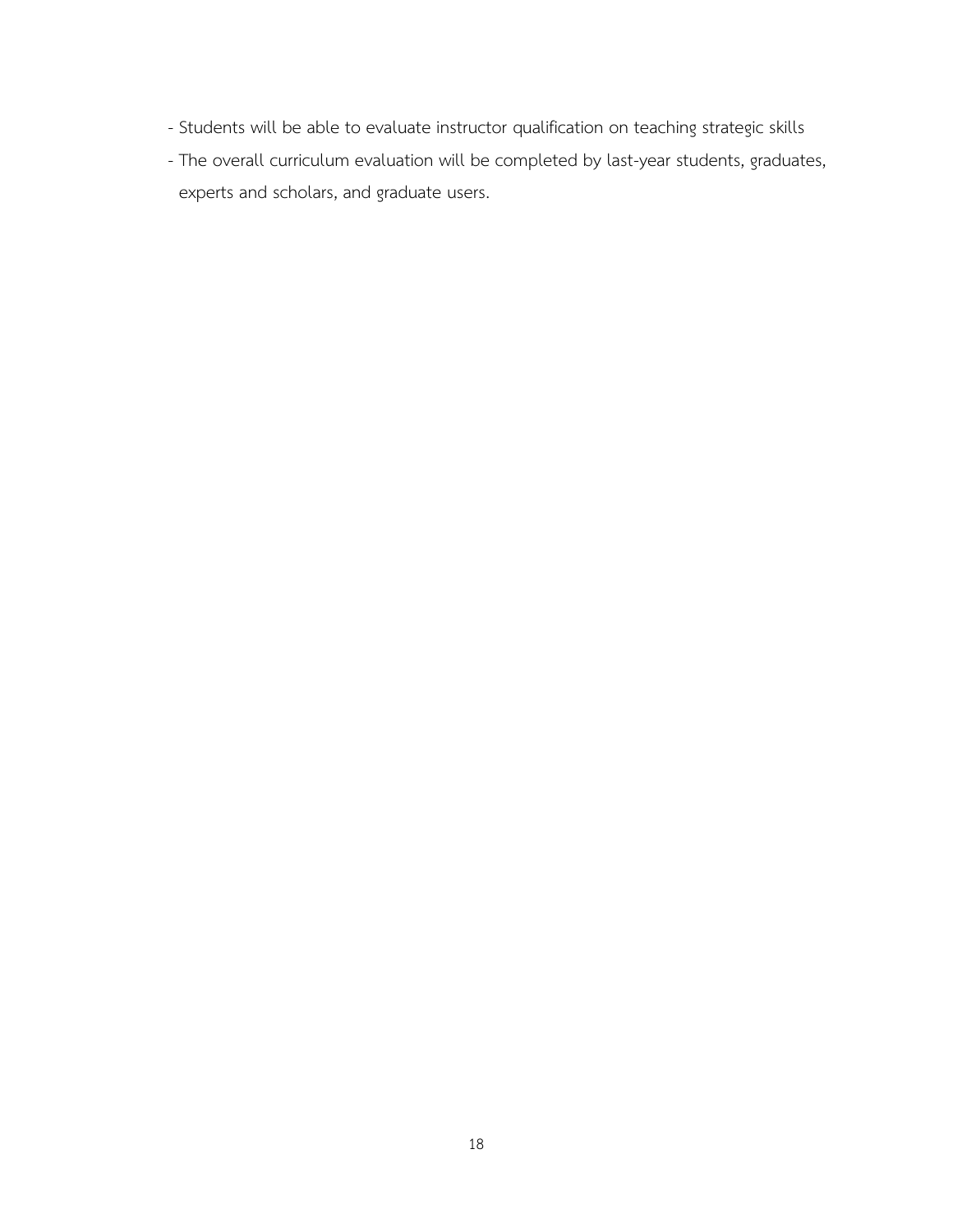- Students will be able to evaluate instructor qualification on teaching strategic skills
- The overall curriculum evaluation will be completed by last-year students, graduates, experts and scholars, and graduate users.